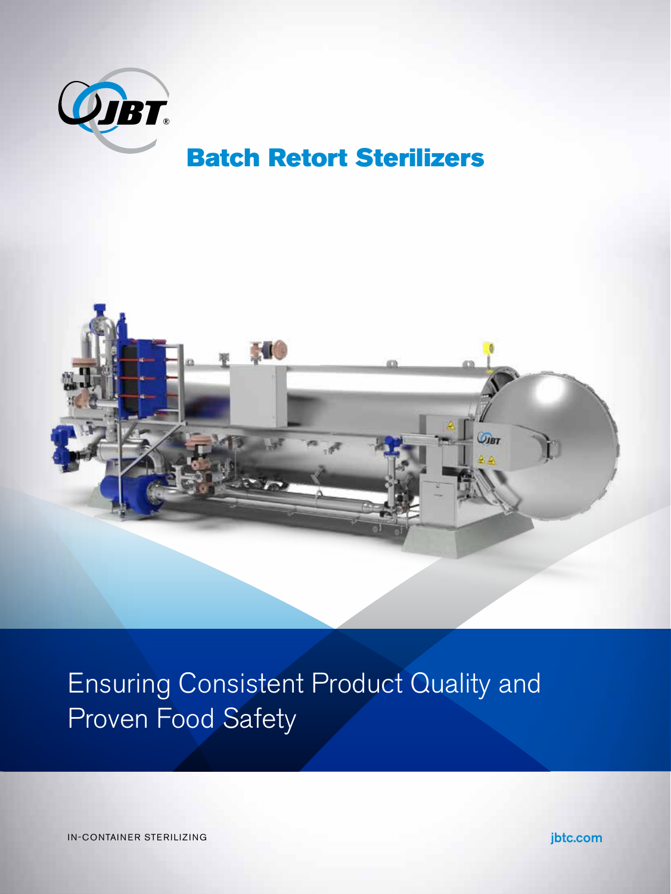# Batch Retort Sterilizers

## Ensuring Consistent Product Quality and Proven Food Safety

IN-CONTAINER STERILIZING

jbtc.com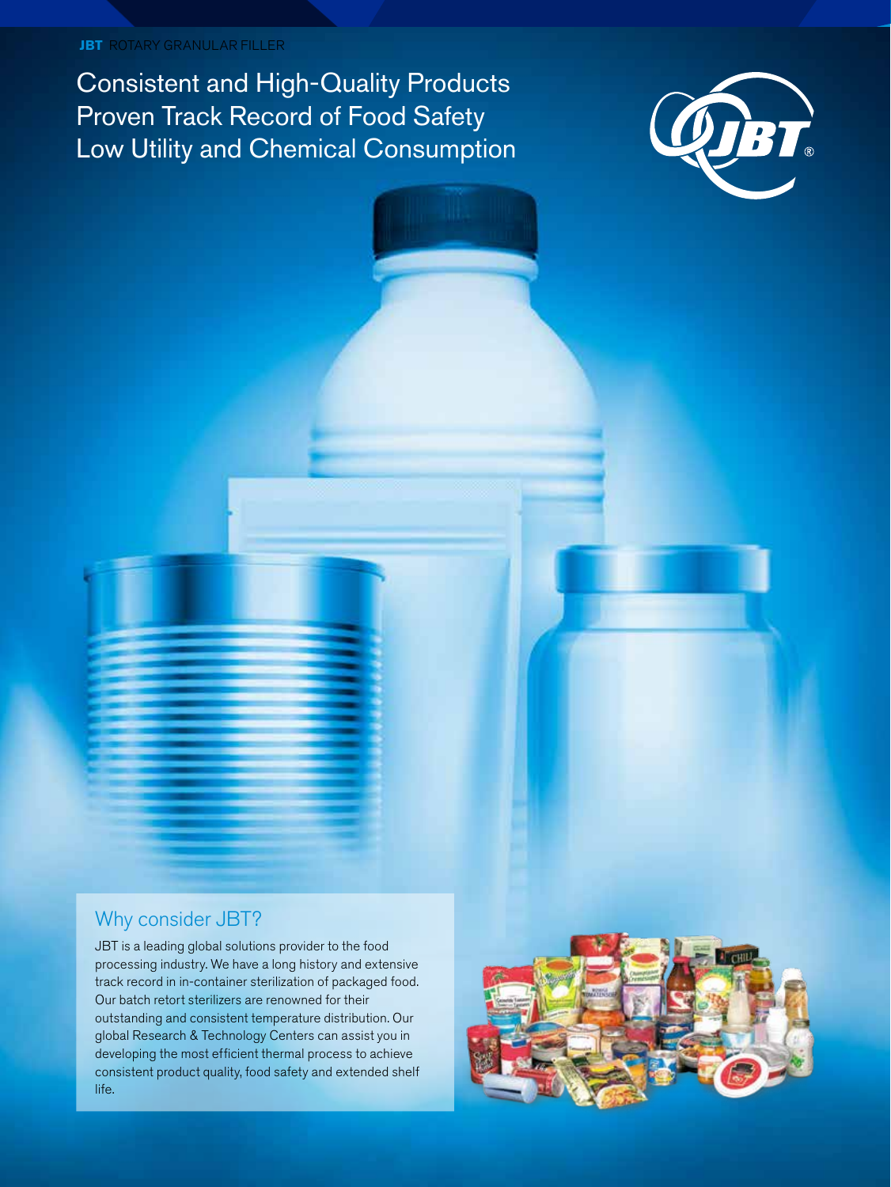Consistent and High-Quality Products
Proven Track Record of Food Safety
Low Utility and Chemical Consumption

## Why consider JBT?

JBT is a leading global solutions provider to the food processing industry. We have a long history and extensive track record in in-container sterilization of packaged food. Our batch retort sterilizers are renowned for their outstanding and consistent temperature distribution. Our global Research & Technology Centers can assist you in developing the most efficient thermal process to achieve consistent product quality, food safety and extended shelf life.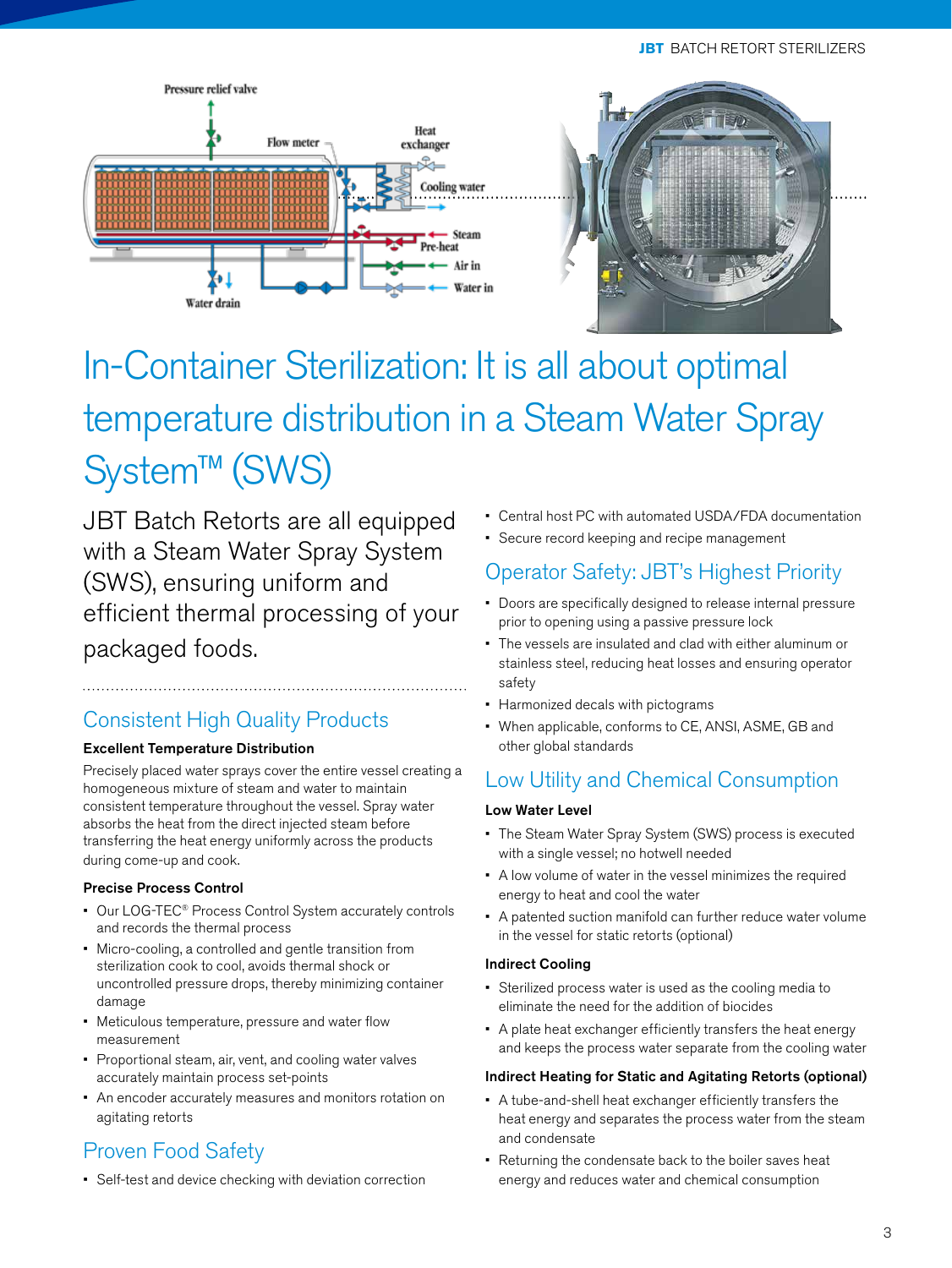# In-Container Sterilization: It is all about optimal temperature distribution in a Steam Water Spray System™ (SWS)

JBT Batch Retorts are all equipped with a Steam Water Spray System (SWS), ensuring uniform and efficient thermal processing of your packaged foods.

## Consistent High Quality Products

**Excellent Temperature Distribution**

Precisely placed water sprays cover the entire vessel creating a homogeneous mixture of steam and water to maintain consistent temperature throughout the vessel. Spray water absorbs the heat from the direct injected steam before transferring the heat energy uniformly across the products during come-up and cook.

**Precise Process Control**

- Our LOG-TEC® Process Control System accurately controls and records the thermal process
- Micro-cooling, a controlled and gentle transition from sterilization cook to cool, avoids thermal shock or uncontrolled pressure drops, thereby minimizing container damage
- Meticulous temperature, pressure and water flow measurement
- Proportional steam, air, vent, and cooling water valves accurately maintain process set-points
- An encoder accurately measures and monitors rotation on agitating retorts

## Proven Food Safety

- Self-test and device checking with deviation correction
- Central host PC with automated USDA/FDA documentation
- Secure record keeping and recipe management

## Operator Safety: JBT's Highest Priority

- Doors are specifically designed to release internal pressure prior to opening using a passive pressure lock
- The vessels are insulated and clad with either aluminum or stainless steel, reducing heat losses and ensuring operator safety
- Harmonized decals with pictograms
- When applicable, conforms to CE, ANSI, ASME, GB and other global standards

## Low Utility and Chemical Consumption

**Low Water Level**

- The Steam Water Spray System (SWS) process is executed with a single vessel; no hotwell needed
- A low volume of water in the vessel minimizes the required energy to heat and cool the water
- A patented suction manifold can further reduce water volume in the vessel for static retorts (optional)

**Indirect Cooling**

- Sterilized process water is used as the cooling media to eliminate the need for the addition of biocides
- A plate heat exchanger efficiently transfers the heat energy and keeps the process water separate from the cooling water

**Indirect Heating for Static and Agitating Retorts (optional)**

- A tube-and-shell heat exchanger efficiently transfers the heat energy and separates the process water from the steam and condensate
- Returning the condensate back to the boiler saves heat energy and reduces water and chemical consumption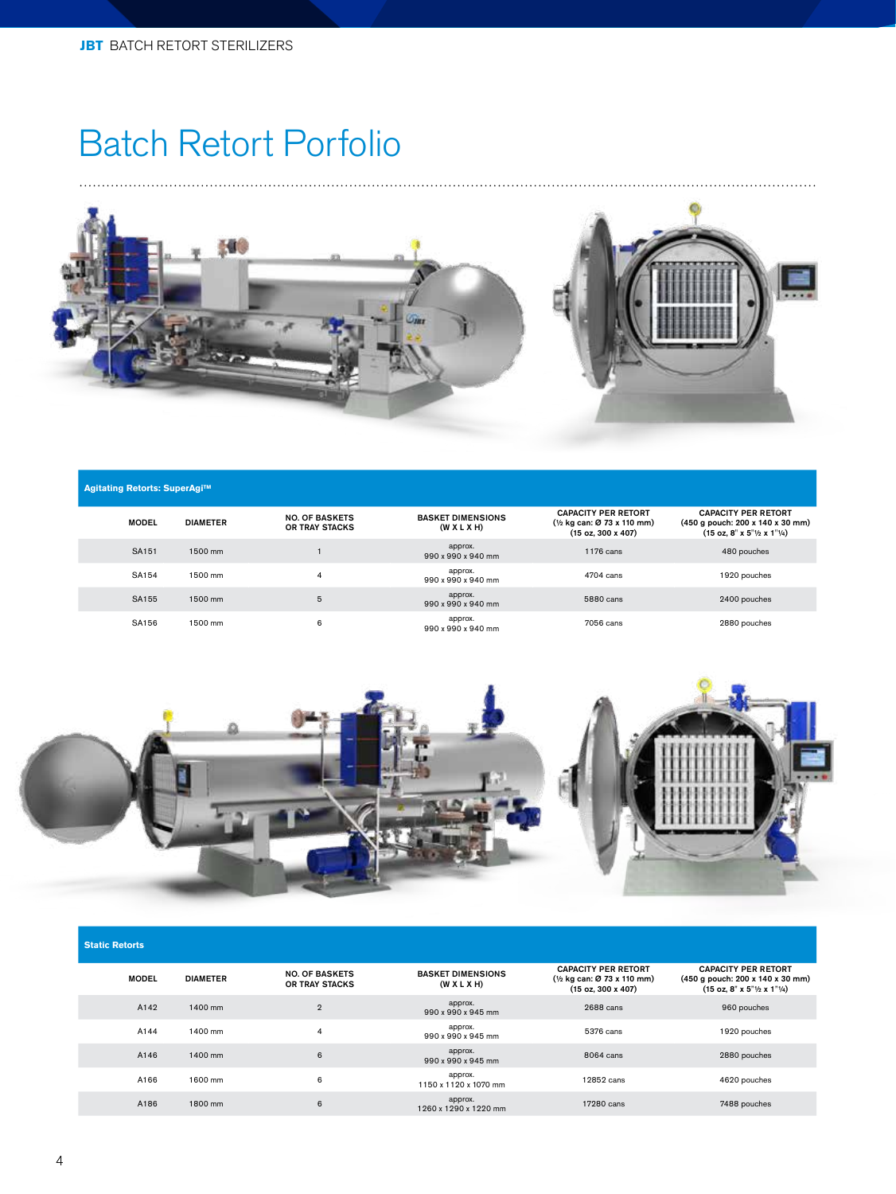# Batch Retort Porfolio

| Agitating Retorts: SuperAgi™ | | | | | |
|---|---|---|---|---|---|
| MODEL | DIAMETER | NO. OF BASKETS OR TRAY STACKS | BASKET DIMENSIONS (W X L X H) | CAPACITY PER RETORT (½ kg can: Ø 73 x 110 mm) (15 oz, 300 x 407) | CAPACITY PER RETORT (450 g pouch: 200 x 140 x 30 mm) (15 oz, 8" x 5"½ x 1"¼) |
| SA151 | 1500 mm | 1 | approx. 990 x 990 x 940 mm | 1176 cans | 480 pouches |
| SA154 | 1500 mm | 4 | approx. 990 x 990 x 940 mm | 4704 cans | 1920 pouches |
| SA155 | 1500 mm | 5 | approx. 990 x 990 x 940 mm | 5880 cans | 2400 pouches |
| SA156 | 1500 mm | 6 | approx. 990 x 990 x 940 mm | 7056 cans | 2880 pouches |

| Static Retorts | | | | | |
|---|---|---|---|---|---|
| MODEL | DIAMETER | NO. OF BASKETS OR TRAY STACKS | BASKET DIMENSIONS (W X L X H) | CAPACITY PER RETORT (½ kg can: Ø 73 x 110 mm) (15 oz, 300 x 407) | CAPACITY PER RETORT (450 g pouch: 200 x 140 x 30 mm) (15 oz, 8" x 5"½ x 1"¼) |
| A142 | 1400 mm | 2 | approx. 990 x 990 x 945 mm | 2688 cans | 960 pouches |
| A144 | 1400 mm | 4 | approx. 990 x 990 x 945 mm | 5376 cans | 1920 pouches |
| A146 | 1400 mm | 6 | approx. 990 x 990 x 945 mm | 8064 cans | 2880 pouches |
| A166 | 1600 mm | 6 | approx. 1150 x 1120 x 1070 mm | 12852 cans | 4620 pouches |
| A186 | 1800 mm | 6 | approx. 1260 x 1290 x 1220 mm | 17280 cans | 7488 pouches |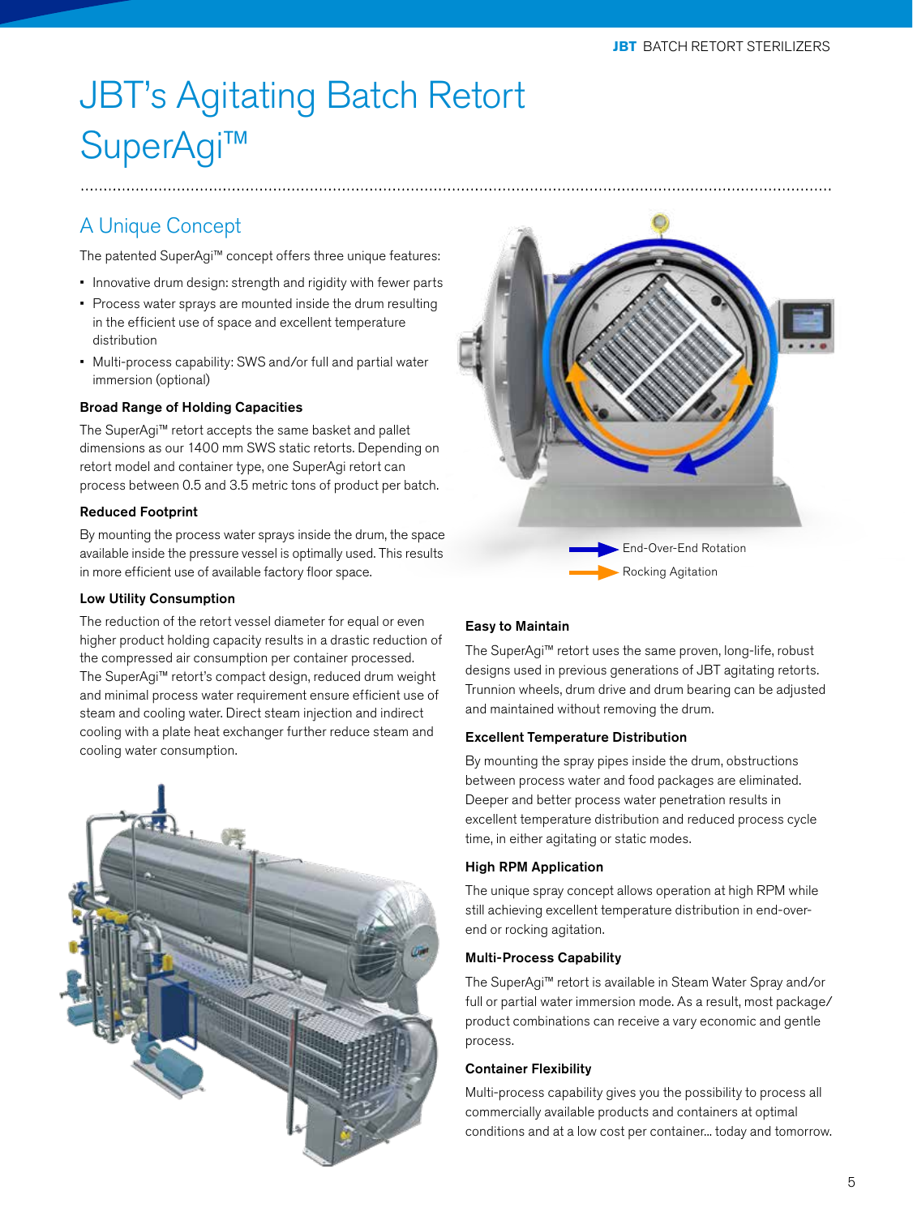# JBT's Agitating Batch Retort SuperAgi™

## A Unique Concept

The patented SuperAgi™ concept offers three unique features:

- Innovative drum design: strength and rigidity with fewer parts
- Process water sprays are mounted inside the drum resulting in the efficient use of space and excellent temperature distribution
- Multi-process capability: SWS and/or full and partial water immersion (optional)

### Broad Range of Holding Capacities

The SuperAgi™ retort accepts the same basket and pallet dimensions as our 1400 mm SWS static retorts. Depending on retort model and container type, one SuperAgi retort can process between 0.5 and 3.5 metric tons of product per batch.

### Reduced Footprint

By mounting the process water sprays inside the drum, the space available inside the pressure vessel is optimally used. This results in more efficient use of available factory floor space.

### Low Utility Consumption

The reduction of the retort vessel diameter for equal or even higher product holding capacity results in a drastic reduction of the compressed air consumption per container processed. The SuperAgi™ retort's compact design, reduced drum weight and minimal process water requirement ensure efficient use of steam and cooling water. Direct steam injection and indirect cooling with a plate heat exchanger further reduce steam and cooling water consumption.

End-Over-End Rotation

Rocking Agitation

### Easy to Maintain

The SuperAgi™ retort uses the same proven, long-life, robust designs used in previous generations of JBT agitating retorts. Trunnion wheels, drum drive and drum bearing can be adjusted and maintained without removing the drum.

### Excellent Temperature Distribution

By mounting the spray pipes inside the drum, obstructions between process water and food packages are eliminated. Deeper and better process water penetration results in excellent temperature distribution and reduced process cycle time, in either agitating or static modes.

### High RPM Application

The unique spray concept allows operation at high RPM while still achieving excellent temperature distribution in end-over-end or rocking agitation.

### Multi-Process Capability

The SuperAgi™ retort is available in Steam Water Spray and/or full or partial water immersion mode. As a result, most package/product combinations can receive a vary economic and gentle process.

### Container Flexibility

Multi-process capability gives you the possibility to process all commercially available products and containers at optimal conditions and at a low cost per container... today and tomorrow.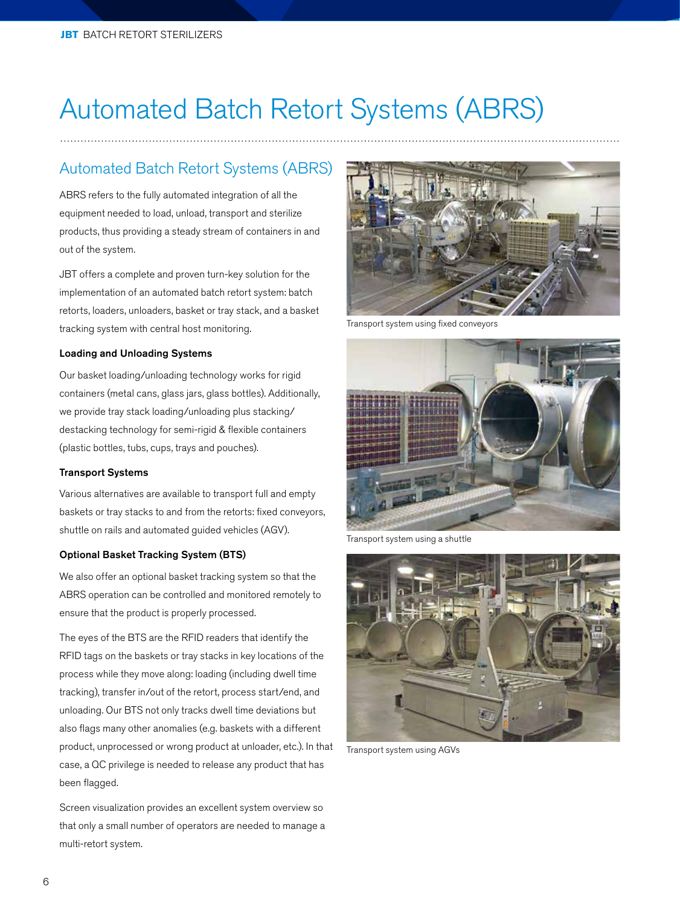# Automated Batch Retort Systems (ABRS)

## Automated Batch Retort Systems (ABRS)

ABRS refers to the fully automated integration of all the equipment needed to load, unload, transport and sterilize products, thus providing a steady stream of containers in and out of the system.

JBT offers a complete and proven turn-key solution for the implementation of an automated batch retort system: batch retorts, loaders, unloaders, basket or tray stack, and a basket tracking system with central host monitoring.

### Loading and Unloading Systems

Our basket loading/unloading technology works for rigid containers (metal cans, glass jars, glass bottles). Additionally, we provide tray stack loading/unloading plus stacking/destacking technology for semi-rigid & flexible containers (plastic bottles, tubs, cups, trays and pouches).

### Transport Systems

Various alternatives are available to transport full and empty baskets or tray stacks to and from the retorts: fixed conveyors, shuttle on rails and automated guided vehicles (AGV).

### Optional Basket Tracking System (BTS)

We also offer an optional basket tracking system so that the ABRS operation can be controlled and monitored remotely to ensure that the product is properly processed.

The eyes of the BTS are the RFID readers that identify the RFID tags on the baskets or tray stacks in key locations of the process while they move along: loading (including dwell time tracking), transfer in/out of the retort, process start/end, and unloading. Our BTS not only tracks dwell time deviations but also flags many other anomalies (e.g. baskets with a different product, unprocessed or wrong product at unloader, etc.). In that case, a QC privilege is needed to release any product that has been flagged.

Screen visualization provides an excellent system overview so that only a small number of operators are needed to manage a multi-retort system.

Transport system using fixed conveyors

Transport system using a shuttle

Transport system using AGVs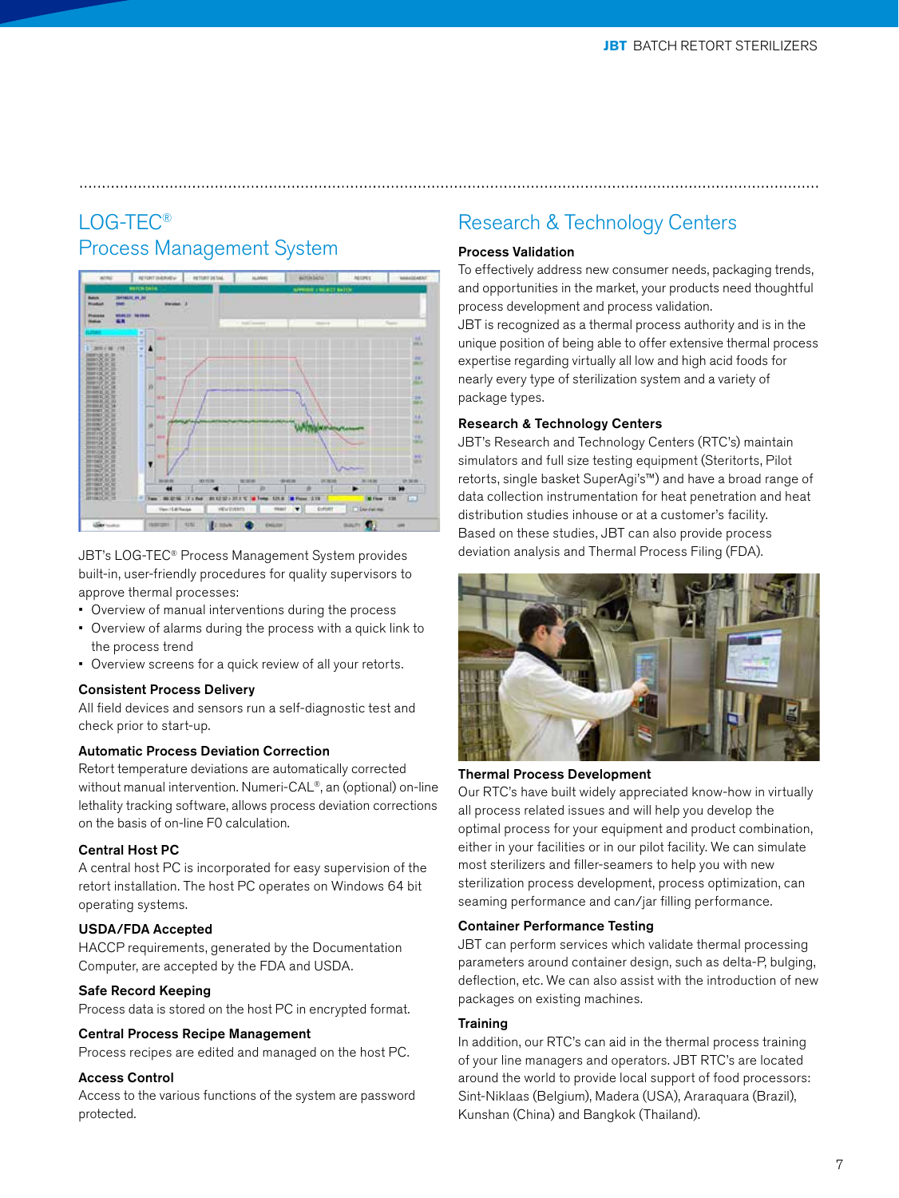## LOG-TEC® Process Management System

JBT's LOG-TEC® Process Management System provides built-in, user-friendly procedures for quality supervisors to approve thermal processes:

- Overview of manual interventions during the process
- Overview of alarms during the process with a quick link to the process trend
- Overview screens for a quick review of all your retorts.

**Consistent Process Delivery**

All field devices and sensors run a self-diagnostic test and check prior to start-up.

**Automatic Process Deviation Correction**

Retort temperature deviations are automatically corrected without manual intervention. Numeri-CAL®, an (optional) on-line lethality tracking software, allows process deviation corrections on the basis of on-line F0 calculation.

**Central Host PC**

A central host PC is incorporated for easy supervision of the retort installation. The host PC operates on Windows 64 bit operating systems.

**USDA/FDA Accepted**

HACCP requirements, generated by the Documentation Computer, are accepted by the FDA and USDA.

**Safe Record Keeping**

Process data is stored on the host PC in encrypted format.

**Central Process Recipe Management**

Process recipes are edited and managed on the host PC.

**Access Control**

Access to the various functions of the system are password protected.

## Research & Technology Centers

**Process Validation**

To effectively address new consumer needs, packaging trends, and opportunities in the market, your products need thoughtful process development and process validation.
JBT is recognized as a thermal process authority and is in the unique position of being able to offer extensive thermal process expertise regarding virtually all low and high acid foods for nearly every type of sterilization system and a variety of package types.

**Research & Technology Centers**

JBT's Research and Technology Centers (RTC's) maintain simulators and full size testing equipment (Steritorts, Pilot retorts, single basket SuperAgi's™) and have a broad range of data collection instrumentation for heat penetration and heat distribution studies inhouse or at a customer's facility.
Based on these studies, JBT can also provide process deviation analysis and Thermal Process Filing (FDA).

**Thermal Process Development**

Our RTC's have built widely appreciated know-how in virtually all process related issues and will help you develop the optimal process for your equipment and product combination, either in your facilities or in our pilot facility. We can simulate most sterilizers and filler-seamers to help you with new sterilization process development, process optimization, can seaming performance and can/jar filling performance.

**Container Performance Testing**

JBT can perform services which validate thermal processing parameters around container design, such as delta-P, bulging, deflection, etc. We can also assist with the introduction of new packages on existing machines.

**Training**

In addition, our RTC's can aid in the thermal process training of your line managers and operators. JBT RTC's are located around the world to provide local support of food processors: Sint-Niklaas (Belgium), Madera (USA), Araraquara (Brazil), Kunshan (China) and Bangkok (Thailand).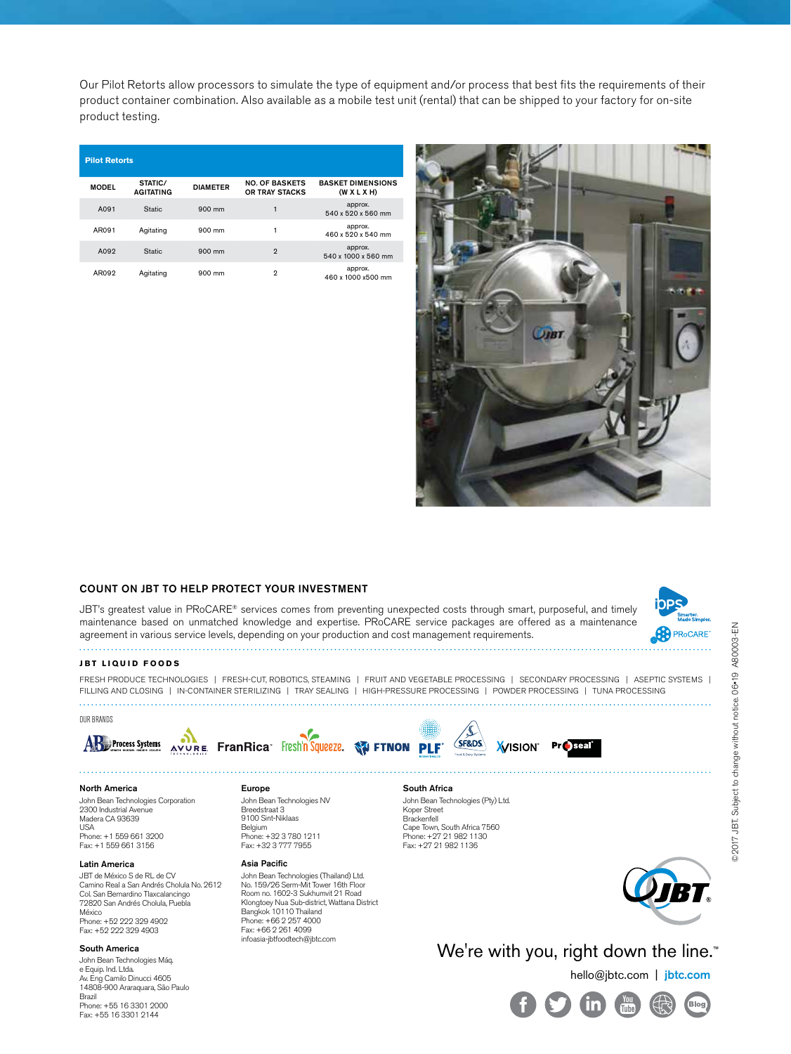Our Pilot Retorts allow processors to simulate the type of equipment and/or process that best fits the requirements of their product container combination. Also available as a mobile test unit (rental) that can be shipped to your factory for on-site product testing.

**Pilot Retorts**

| MODEL | STATIC/ AGITATING | DIAMETER | NO. OF BASKETS OR TRAY STACKS | BASKET DIMENSIONS (W X L X H) |
|---|---|---|---|---|
| A091 | Static | 900 mm | 1 | approx. 540 x 520 x 560 mm |
| AR091 | Agitating | 900 mm | 1 | approx. 460 x 520 x 540 mm |
| A092 | Static | 900 mm | 2 | approx. 540 x 1000 x 560 mm |
| AR092 | Agitating | 900 mm | 2 | approx. 460 x 1000 x500 mm |

## COUNT ON JBT TO HELP PROTECT YOUR INVESTMENT

JBT's greatest value in PRoCARE® services comes from preventing unexpected costs through smart, purposeful, and timely maintenance based on unmatched knowledge and expertise. PRoCARE service packages are offered as a maintenance agreement in various service levels, depending on your production and cost management requirements.

iOPS Smarter. Made Simpler.

PRoCARE®

### JBT LIQUID FOODS

FRESH PRODUCE TECHNOLOGIES | FRESH-CUT, ROBOTICS, STEAMING | FRUIT AND VEGETABLE PROCESSING | SECONDARY PROCESSING | ASEPTIC SYSTEMS | FILLING AND CLOSING | IN-CONTAINER STERILIZING | TRAY SEALING | HIGH-PRESSURE PROCESSING | POWDER PROCESSING | TUNA PROCESSING

OUR BRANDS

AB Process Systems | AVURE | FranRica | Fresh'n Squeeze | FTNON | PLF | SF&DS | XVISION | Proseal

**North America**
John Bean Technologies Corporation
2300 Industrial Avenue
Madera CA 93639
USA
Phone: +1 559 661 3200
Fax: +1 559 661 3156

**Latin America**
JBT de México S de RL de CV
Camino Real a San Andrés Cholula No. 2612
Col. San Bernardino Tlaxcalancingo
72820 San Andrés Cholula, Puebla
México
Phone: +52 222 329 4902
Fax: +52 222 329 4903

**South America**
John Bean Technologies Máq.
e Equip. Ind. Ltda.
Av. Eng Camilo Dinucci 4605
14808-900 Araraquara, São Paulo
Brazil
Phone: +55 16 3301 2000
Fax: +55 16 3301 2144

**Europe**
John Bean Technologies NV
Breedstraat 3
9100 Sint-Niklaas
Belgium
Phone: +32 3 780 1211
Fax: +32 3 777 7955

**Asia Pacific**
John Bean Technologies (Thailand) Ltd.
No. 159/26 Serm-Mit Tower 16th Floor
Room no. 1602-3 Sukhumvit 21 Road
Klongtoey Nua Sub-district, Wattana District
Bangkok 10110 Thailand
Phone: +66 2 257 4000
Fax: +66 2 261 4099
infoasia-jbtfoodtech@jbtc.com

**South Africa**
John Bean Technologies (Pty) Ltd.
Koper Street
Brackenfell
Cape Town, South Africa 7560
Phone: +27 21 982 1130
Fax: +27 21 982 1136

We're with you, right down the line.™

hello@jbtc.com | jbtc.com

©2017 JBT. Subject to change without notice. 06•19 A80003-EN